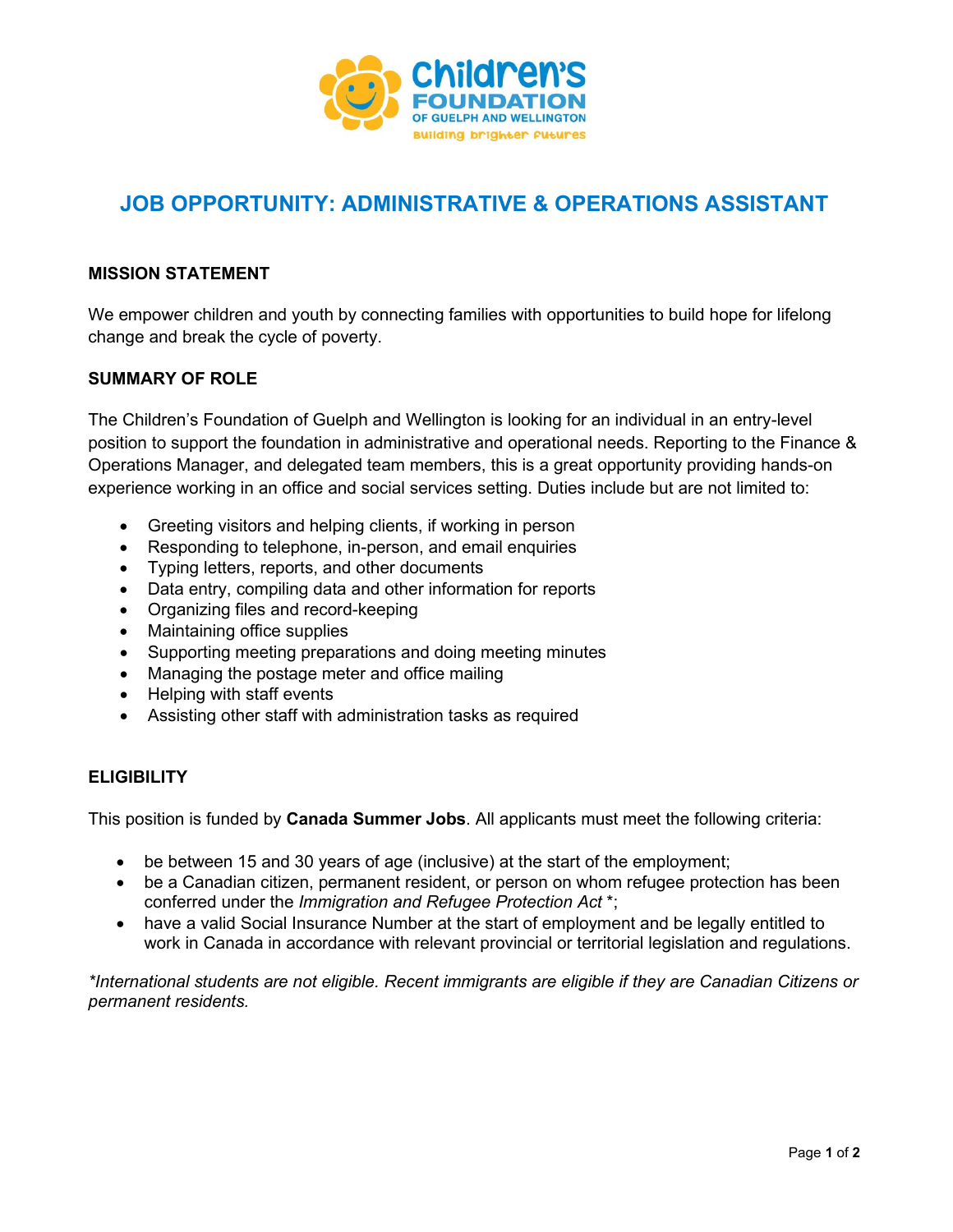# JOB OPPORTUNITY: ADMINISTRATIVE & OPERATIONS ASSISTANT

## MISSION STATEMENT

We empower children and youth by connecting families with opportunities to build hope for lifelong change and break the cycle of poverty.

## SUMMARY OF ROLE

The Children's Foundation of Guelph and Wellington is looking for an individual in an entry-level position to support the foundation in administrative and operational needs. Reporting to the Finance & Operations Manager, and delegated team members, this is a great opportunity providing hands-on experience working in an office and social services setting. Duties include but are not limited to:

- Greeting visitors and helping clients, if working in person
- Responding to telephone, in-person, and email enquiries
- Typing letters, reports, and other documents
- Data entry, compiling data and other information for reports
- Organizing files and record-keeping
- Maintaining office supplies
- Supporting meeting preparations and doing meeting minutes
- Managing the postage meter and office mailing
- Helping with staff events
- Assisting other staff with administration tasks as required

## ELIGIBILITY

This position is funded by **Canada Summer Jobs**. All applicants must meet the following criteria:

- be between 15 and 30 years of age (inclusive) at the start of the employment;
- be a Canadian citizen, permanent resident, or person on whom refugee protection has been conferred under the *Immigration and Refugee Protection Act* *;
- have a valid Social Insurance Number at the start of employment and be legally entitled to work in Canada in accordance with relevant provincial or territorial legislation and regulations.

*\*International students are not eligible. Recent immigrants are eligible if they are Canadian Citizens or permanent residents.*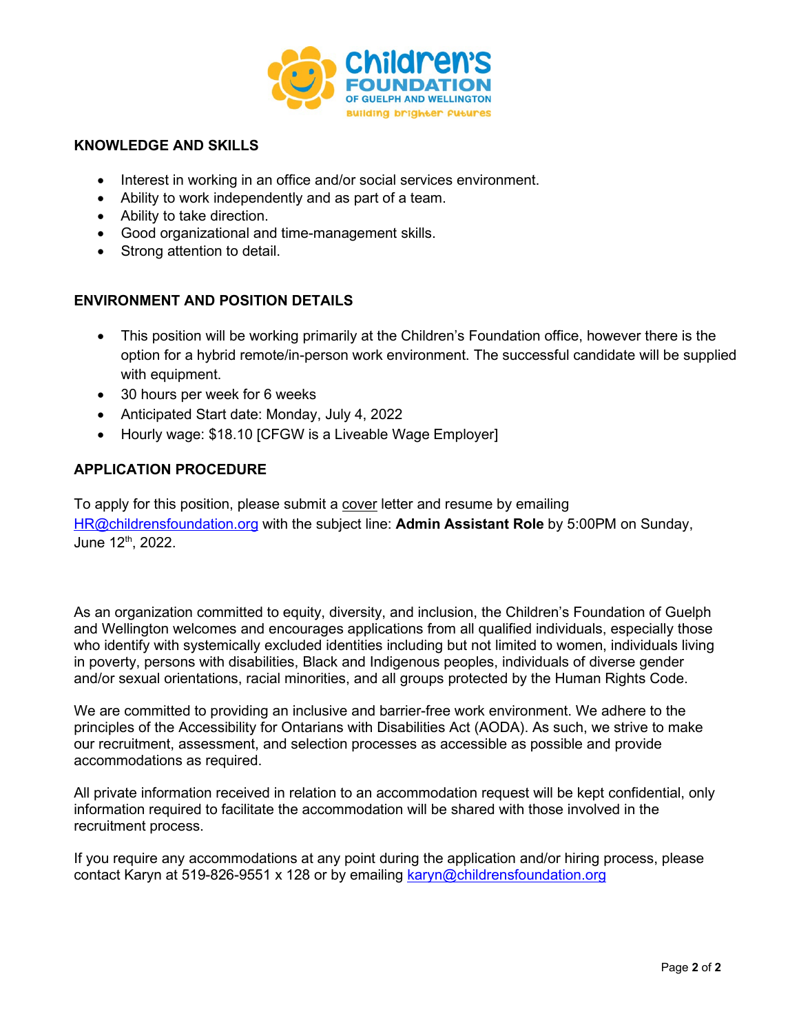## KNOWLEDGE AND SKILLS

- Interest in working in an office and/or social services environment.
- Ability to work independently and as part of a team.
- Ability to take direction.
- Good organizational and time-management skills.
- Strong attention to detail.

## ENVIRONMENT AND POSITION DETAILS

- This position will be working primarily at the Children's Foundation office, however there is the option for a hybrid remote/in-person work environment. The successful candidate will be supplied with equipment.
- 30 hours per week for 6 weeks
- Anticipated Start date: Monday, July 4, 2022
- Hourly wage: $18.10 [CFGW is a Liveable Wage Employer]

## APPLICATION PROCEDURE

To apply for this position, please submit a cover letter and resume by emailing HR@childrensfoundation.org with the subject line: **Admin Assistant Role** by 5:00PM on Sunday, June 12th, 2022.

As an organization committed to equity, diversity, and inclusion, the Children's Foundation of Guelph and Wellington welcomes and encourages applications from all qualified individuals, especially those who identify with systemically excluded identities including but not limited to women, individuals living in poverty, persons with disabilities, Black and Indigenous peoples, individuals of diverse gender and/or sexual orientations, racial minorities, and all groups protected by the Human Rights Code.

We are committed to providing an inclusive and barrier-free work environment. We adhere to the principles of the Accessibility for Ontarians with Disabilities Act (AODA). As such, we strive to make our recruitment, assessment, and selection processes as accessible as possible and provide accommodations as required.

All private information received in relation to an accommodation request will be kept confidential, only information required to facilitate the accommodation will be shared with those involved in the recruitment process.

If you require any accommodations at any point during the application and/or hiring process, please contact Karyn at 519-826-9551 x 128 or by emailing karyn@childrensfoundation.org